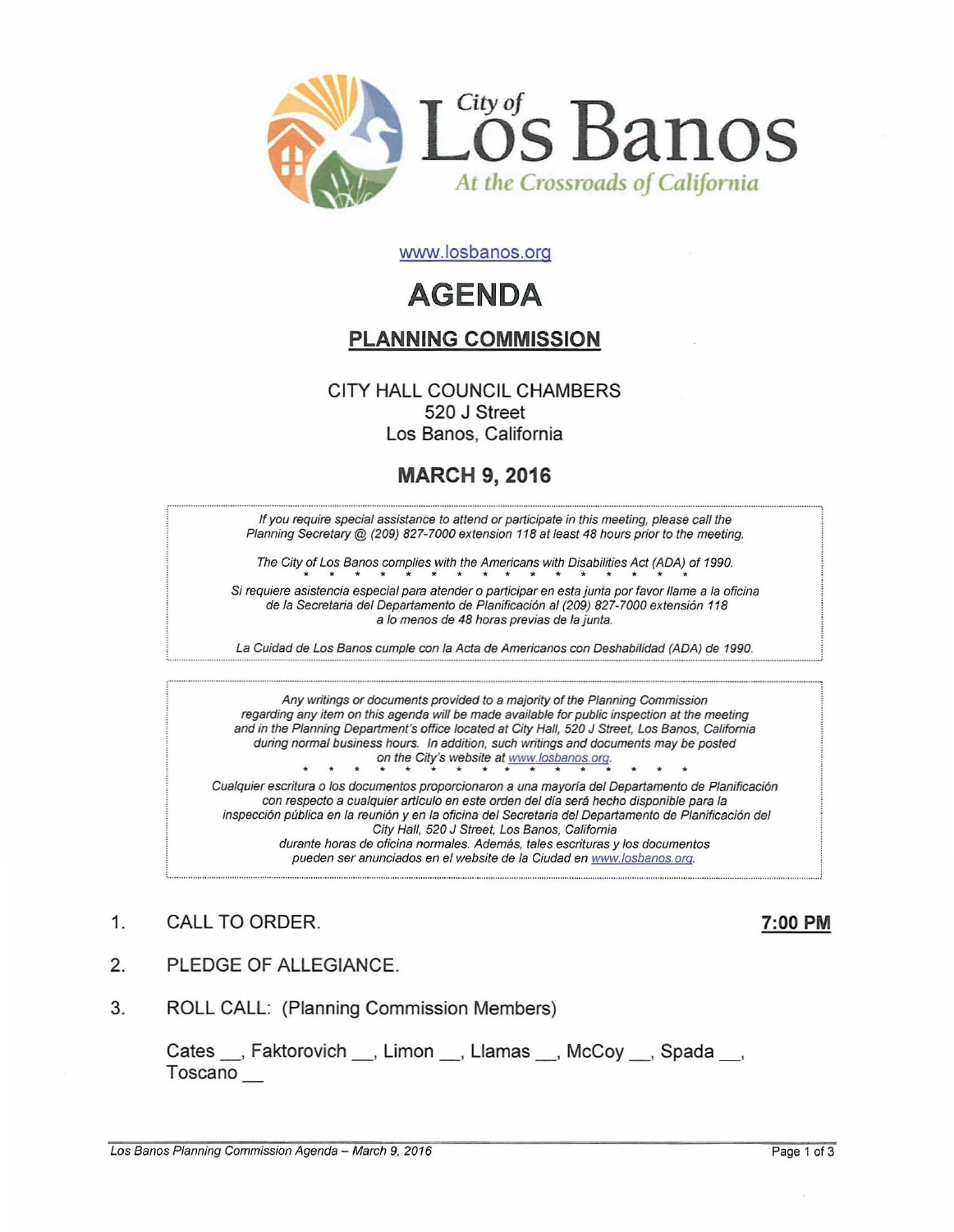City of Los Banos

*At the Crossroads of California*

www.losbanos.org

# AGENDA

## PLANNING COMMISSION

CITY HALL COUNCIL CHAMBERS
520 J Street
Los Banos, California

### MARCH 9, 2016

*If you require special assistance to attend or participate in this meeting, please call the Planning Secretary @ (209) 827-7000 extension 118 at least 48 hours prior to the meeting.*

*The City of Los Banos complies with the Americans with Disabilities Act (ADA) of 1990.*

\* \* \* \* \* \* \* \* \* \* \* \* \* \* \* \* \* \*

*Si requiere asistencia especial para atender o participar en esta junta por favor llame a la oficina de la Secretaria del Departamento de Planificación al (209) 827-7000 extensión 118 a lo menos de 48 horas previas de la junta.*

*La Cuidad de Los Banos cumple con la Acta de Americanos con Deshabilidad (ADA) de 1990.*

*Any writings or documents provided to a majority of the Planning Commission regarding any item on this agenda will be made available for public inspection at the meeting and in the Planning Department's office located at City Hall, 520 J Street, Los Banos, California during normal business hours. In addition, such writings and documents may be posted on the City's website at www.losbanos.org.*

\* \* \* \* \* \* \* \* \* \* \* \* \* \* \* \* \*

*Cualquier escritura o los documentos proporcionaron a una mayoría del Departamento de Planificación con respecto a cualquier artículo en este orden del día será hecho disponible para la inspección pública en la reunión y en la oficina del Secretaria del Departamento de Planificación del City Hall, 520 J Street, Los Banos, California durante horas de oficina normales. Además, tales escrituras y los documentos pueden ser anunciados en el website de la Ciudad en www.losbanos.org.*

1. CALL TO ORDER. **7:00 PM**

2. PLEDGE OF ALLEGIANCE.

3. ROLL CALL: (Planning Commission Members)

   Cates __, Faktorovich __, Limon __, Llamas __, McCoy __, Spada __, Toscano __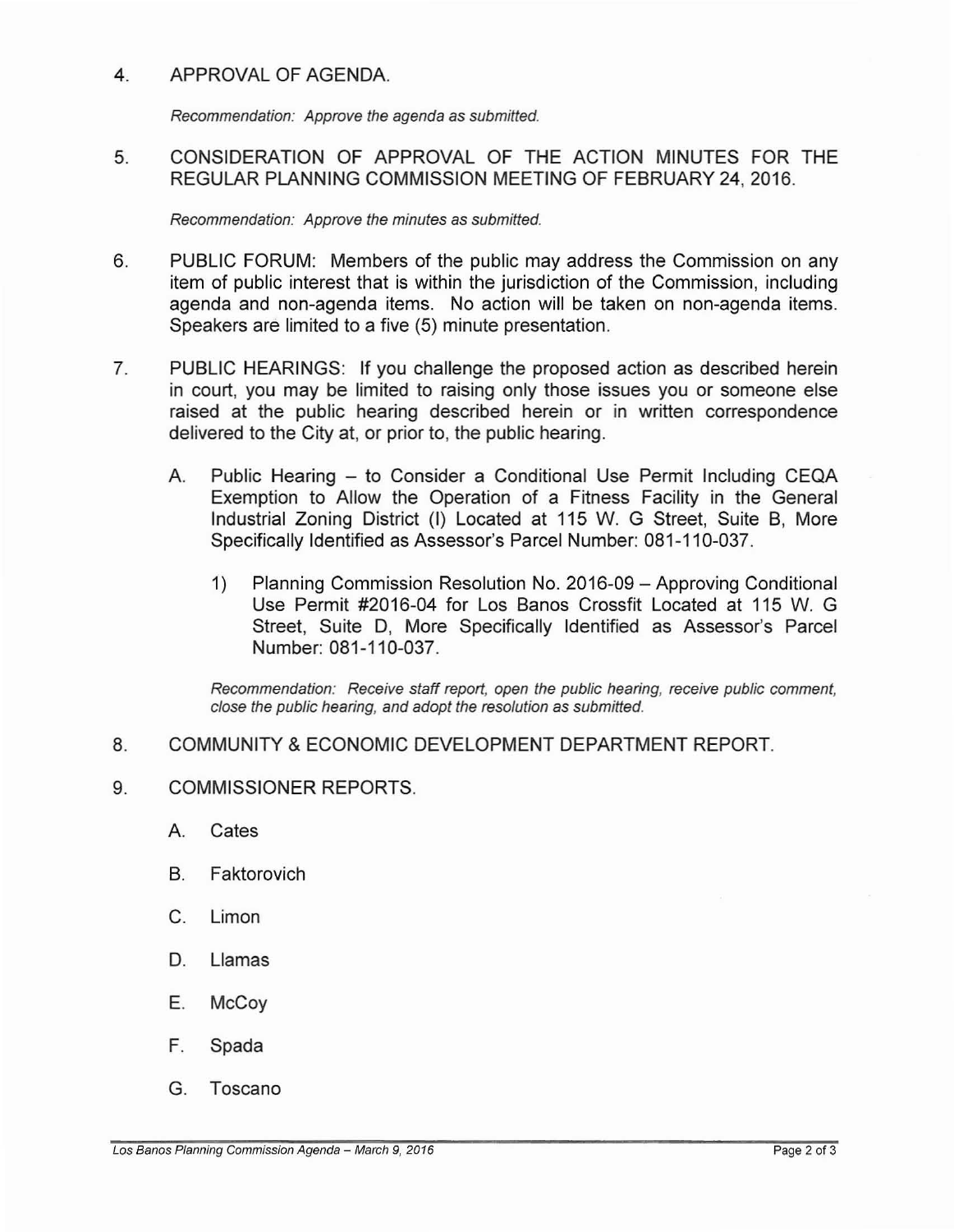4. APPROVAL OF AGENDA.

   *Recommendation: Approve the agenda as submitted.*

5. CONSIDERATION OF APPROVAL OF THE ACTION MINUTES FOR THE REGULAR PLANNING COMMISSION MEETING OF FEBRUARY 24, 2016.

   *Recommendation: Approve the minutes as submitted.*

6. PUBLIC FORUM: Members of the public may address the Commission on any item of public interest that is within the jurisdiction of the Commission, including agenda and non-agenda items. No action will be taken on non-agenda items. Speakers are limited to a five (5) minute presentation.

7. PUBLIC HEARINGS: If you challenge the proposed action as described herein in court, you may be limited to raising only those issues you or someone else raised at the public hearing described herein or in written correspondence delivered to the City at, or prior to, the public hearing.

   A. Public Hearing – to Consider a Conditional Use Permit Including CEQA Exemption to Allow the Operation of a Fitness Facility in the General Industrial Zoning District (I) Located at 115 W. G Street, Suite B, More Specifically Identified as Assessor's Parcel Number: 081-110-037.

      1) Planning Commission Resolution No. 2016-09 – Approving Conditional Use Permit #2016-04 for Los Banos Crossfit Located at 115 W. G Street, Suite D, More Specifically Identified as Assessor's Parcel Number: 081-110-037.

      *Recommendation: Receive staff report, open the public hearing, receive public comment, close the public hearing, and adopt the resolution as submitted.*

8. COMMUNITY & ECONOMIC DEVELOPMENT DEPARTMENT REPORT.

9. COMMISSIONER REPORTS.

   A. Cates

   B. Faktorovich

   C. Limon

   D. Llamas

   E. McCoy

   F. Spada

   G. Toscano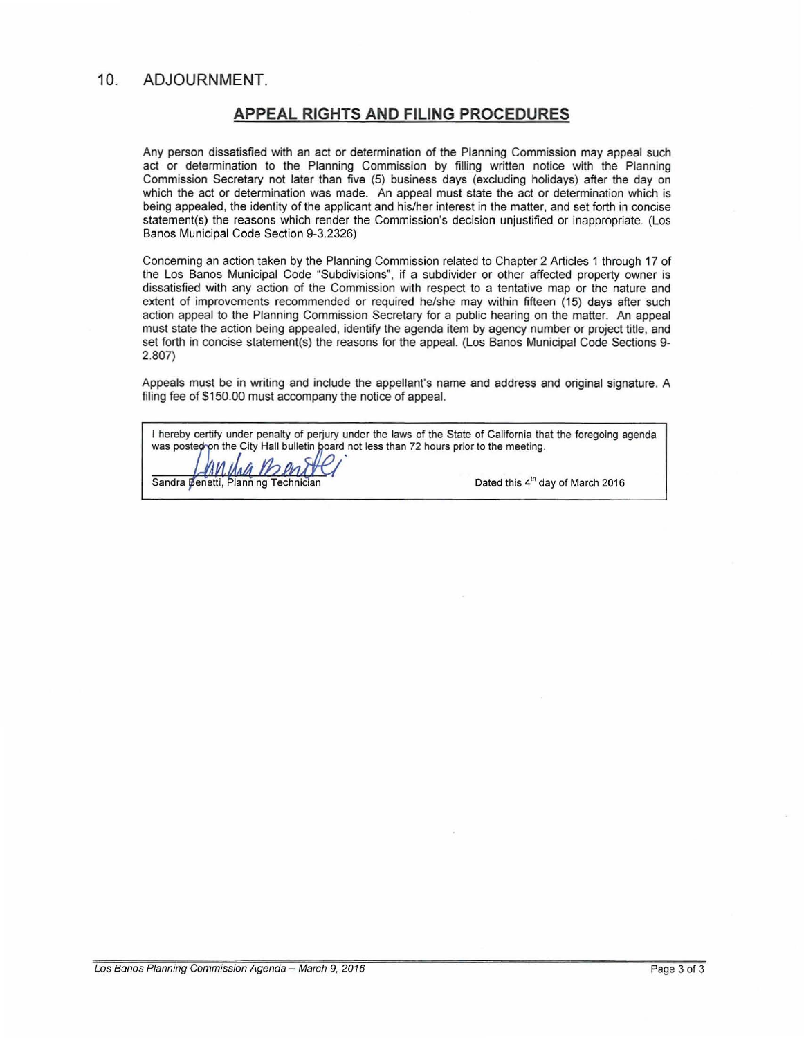## 10. ADJOURNMENT.

## APPEAL RIGHTS AND FILING PROCEDURES

Any person dissatisfied with an act or determination of the Planning Commission may appeal such act or determination to the Planning Commission by filling written notice with the Planning Commission Secretary not later than five (5) business days (excluding holidays) after the day on which the act or determination was made. An appeal must state the act or determination which is being appealed, the identity of the applicant and his/her interest in the matter, and set forth in concise statement(s) the reasons which render the Commission's decision unjustified or inappropriate. (Los Banos Municipal Code Section 9-3.2326)

Concerning an action taken by the Planning Commission related to Chapter 2 Articles 1 through 17 of the Los Banos Municipal Code "Subdivisions", if a subdivider or other affected property owner is dissatisfied with any action of the Commission with respect to a tentative map or the nature and extent of improvements recommended or required he/she may within fifteen (15) days after such action appeal to the Planning Commission Secretary for a public hearing on the matter. An appeal must state the action being appealed, identify the agenda item by agency number or project title, and set forth in concise statement(s) the reasons for the appeal. (Los Banos Municipal Code Sections 9-2.807)

Appeals must be in writing and include the appellant's name and address and original signature. A filing fee of $150.00 must accompany the notice of appeal.

I hereby certify under penalty of perjury under the laws of the State of California that the foregoing agenda was posted on the City Hall bulletin board not less than 72 hours prior to the meeting.

Sandra Benetti, Planning Technician

Dated this 4th day of March 2016